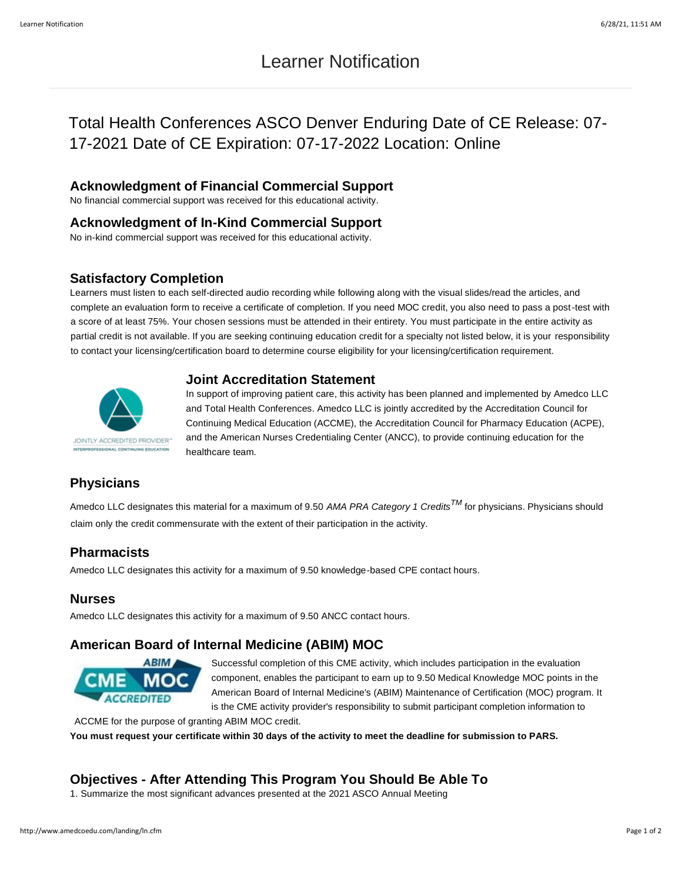# Learner Notification

## Total Health Conferences ASCO Denver Enduring Date of CE Release: 07-17-2021 Date of CE Expiration: 07-17-2022 Location: Online

### Acknowledgment of Financial Commercial Support

No financial commercial support was received for this educational activity.

### Acknowledgment of In-Kind Commercial Support

No in-kind commercial support was received for this educational activity.

### Satisfactory Completion

Learners must listen to each self-directed audio recording while following along with the visual slides/read the articles, and complete an evaluation form to receive a certificate of completion. If you need MOC credit, you also need to pass a post-test with a score of at least 75%. Your chosen sessions must be attended in their entirety. You must participate in the entire activity as partial credit is not available. If you are seeking continuing education credit for a specialty not listed below, it is your responsibility to contact your licensing/certification board to determine course eligibility for your licensing/certification requirement.

### Joint Accreditation Statement

In support of improving patient care, this activity has been planned and implemented by Amedco LLC and Total Health Conferences. Amedco LLC is jointly accredited by the Accreditation Council for Continuing Medical Education (ACCME), the Accreditation Council for Pharmacy Education (ACPE), and the American Nurses Credentialing Center (ANCC), to provide continuing education for the healthcare team.

### Physicians

Amedco LLC designates this material for a maximum of 9.50 *AMA PRA Category 1 Credits™* for physicians. Physicians should claim only the credit commensurate with the extent of their participation in the activity.

### Pharmacists

Amedco LLC designates this activity for a maximum of 9.50 knowledge-based CPE contact hours.

### Nurses

Amedco LLC designates this activity for a maximum of 9.50 ANCC contact hours.

### American Board of Internal Medicine (ABIM) MOC

Successful completion of this CME activity, which includes participation in the evaluation component, enables the participant to earn up to 9.50 Medical Knowledge MOC points in the American Board of Internal Medicine's (ABIM) Maintenance of Certification (MOC) program. It is the CME activity provider's responsibility to submit participant completion information to ACCME for the purpose of granting ABIM MOC credit.

**You must request your certificate within 30 days of the activity to meet the deadline for submission to PARS.**

### Objectives - After Attending This Program You Should Be Able To

1. Summarize the most significant advances presented at the 2021 ASCO Annual Meeting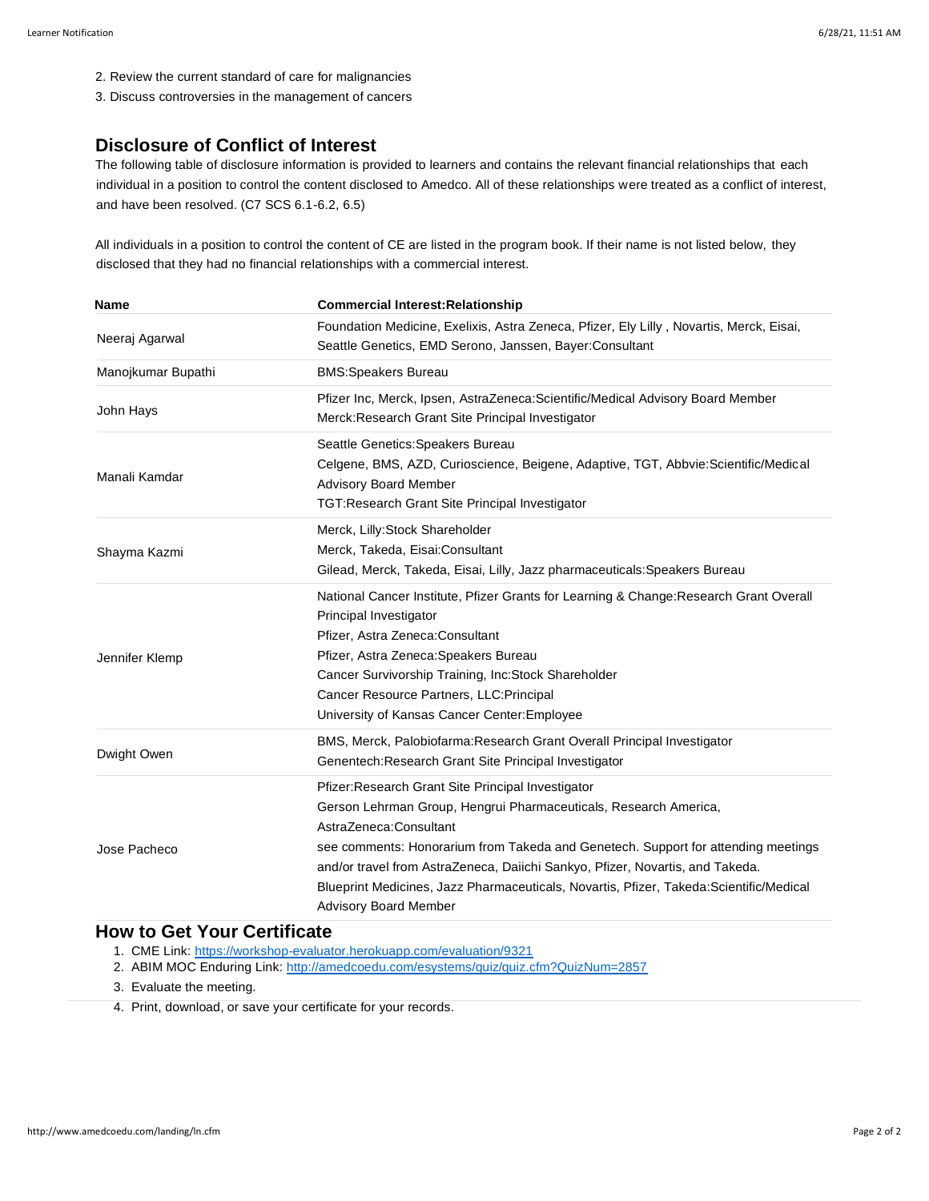2. Review the current standard of care for malignancies
3. Discuss controversies in the management of cancers

## Disclosure of Conflict of Interest

The following table of disclosure information is provided to learners and contains the relevant financial relationships that each individual in a position to control the content disclosed to Amedco. All of these relationships were treated as a conflict of interest, and have been resolved. (C7 SCS 6.1-6.2, 6.5)

All individuals in a position to control the content of CE are listed in the program book. If their name is not listed below, they disclosed that they had no financial relationships with a commercial interest.

| Name | Commercial Interest:Relationship |
|---|---|
| Neeraj Agarwal | Foundation Medicine, Exelixis, Astra Zeneca, Pfizer, Ely Lilly , Novartis, Merck, Eisai, Seattle Genetics, EMD Serono, Janssen, Bayer:Consultant |
| Manojkumar Bupathi | BMS:Speakers Bureau |
| John Hays | Pfizer Inc, Merck, Ipsen, AstraZeneca:Scientific/Medical Advisory Board Member<br>Merck:Research Grant Site Principal Investigator |
| Manali Kamdar | Seattle Genetics:Speakers Bureau<br>Celgene, BMS, AZD, Curioscience, Beigene, Adaptive, TGT, Abbvie:Scientific/Medical Advisory Board Member<br>TGT:Research Grant Site Principal Investigator |
| Shayma Kazmi | Merck, Lilly:Stock Shareholder<br>Merck, Takeda, Eisai:Consultant<br>Gilead, Merck, Takeda, Eisai, Lilly, Jazz pharmaceuticals:Speakers Bureau |
| Jennifer Klemp | National Cancer Institute, Pfizer Grants for Learning & Change:Research Grant Overall Principal Investigator<br>Pfizer, Astra Zeneca:Consultant<br>Pfizer, Astra Zeneca:Speakers Bureau<br>Cancer Survivorship Training, Inc:Stock Shareholder<br>Cancer Resource Partners, LLC:Principal<br>University of Kansas Cancer Center:Employee |
| Dwight Owen | BMS, Merck, Palobiofarma:Research Grant Overall Principal Investigator<br>Genentech:Research Grant Site Principal Investigator |
| Jose Pacheco | Pfizer:Research Grant Site Principal Investigator<br>Gerson Lehrman Group, Hengrui Pharmaceuticals, Research America, AstraZeneca:Consultant<br>see comments: Honorarium from Takeda and Genetech. Support for attending meetings and/or travel from AstraZeneca, Daiichi Sankyo, Pfizer, Novartis, and Takeda.<br>Blueprint Medicines, Jazz Pharmaceuticals, Novartis, Pfizer, Takeda:Scientific/Medical Advisory Board Member |

## How to Get Your Certificate

1. CME Link: https://workshop-evaluator.herokuapp.com/evaluation/9321
2. ABIM MOC Enduring Link: http://amedcoedu.com/esystems/quiz/quiz.cfm?QuizNum=2857
3. Evaluate the meeting.
4. Print, download, or save your certificate for your records.